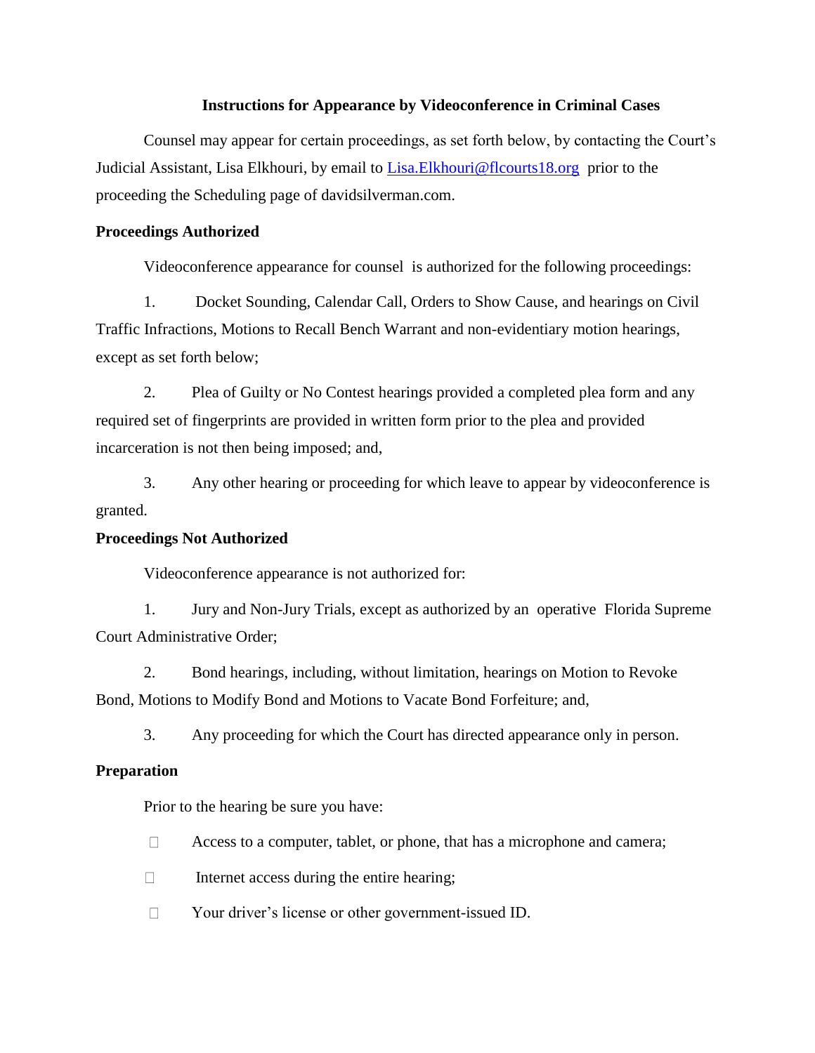# Instructions for Appearance by Videoconference in Criminal Cases

Counsel may appear for certain proceedings, as set forth below, by contacting the Court's Judicial Assistant, Lisa Elkhouri, by email to Lisa.Elkhouri@flcourts18.org prior to the proceeding the Scheduling page of davidsilverman.com.

**Proceedings Authorized**

Videoconference appearance for counsel is authorized for the following proceedings:

1. Docket Sounding, Calendar Call, Orders to Show Cause, and hearings on Civil Traffic Infractions, Motions to Recall Bench Warrant and non-evidentiary motion hearings, except as set forth below;

2. Plea of Guilty or No Contest hearings provided a completed plea form and any required set of fingerprints are provided in written form prior to the plea and provided incarceration is not then being imposed; and,

3. Any other hearing or proceeding for which leave to appear by videoconference is granted.

**Proceedings Not Authorized**

Videoconference appearance is not authorized for:

1. Jury and Non-Jury Trials, except as authorized by an operative Florida Supreme Court Administrative Order;

2. Bond hearings, including, without limitation, hearings on Motion to Revoke Bond, Motions to Modify Bond and Motions to Vacate Bond Forfeiture; and,

3. Any proceeding for which the Court has directed appearance only in person.

**Preparation**

Prior to the hearing be sure you have:

- [ ] Access to a computer, tablet, or phone, that has a microphone and camera;
- [ ] Internet access during the entire hearing;
- [ ] Your driver's license or other government-issued ID.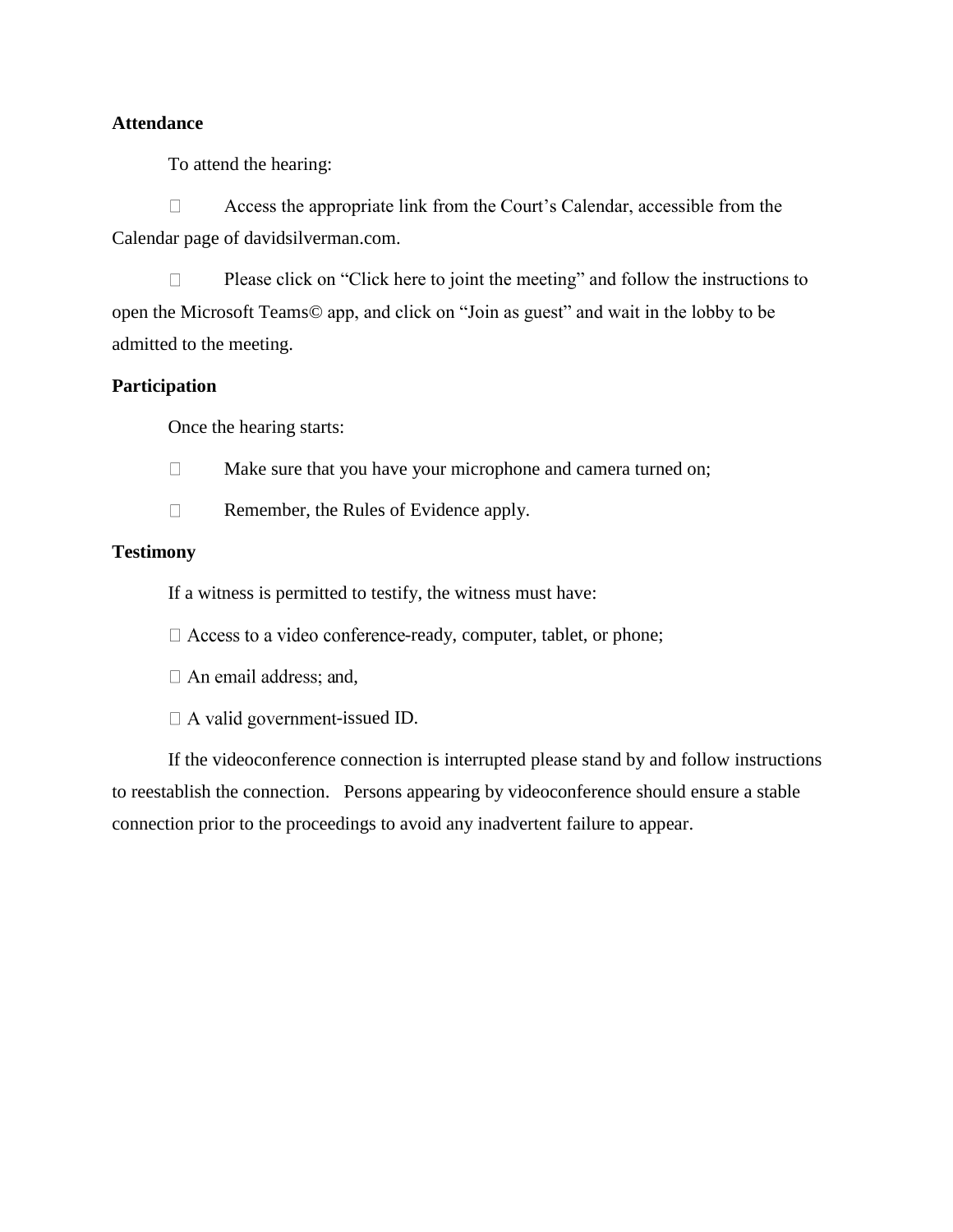**Attendance**

To attend the hearing:

- Access the appropriate link from the Court's Calendar, accessible from the Calendar page of davidsilverman.com.
- Please click on "Click here to joint the meeting" and follow the instructions to open the Microsoft Teams© app, and click on "Join as guest" and wait in the lobby to be admitted to the meeting.

**Participation**

Once the hearing starts:

- Make sure that you have your microphone and camera turned on;
- Remember, the Rules of Evidence apply.

**Testimony**

If a witness is permitted to testify, the witness must have:

- Access to a video conference-ready, computer, tablet, or phone;
- An email address; and,
- A valid government-issued ID.

If the videoconference connection is interrupted please stand by and follow instructions to reestablish the connection. Persons appearing by videoconference should ensure a stable connection prior to the proceedings to avoid any inadvertent failure to appear.